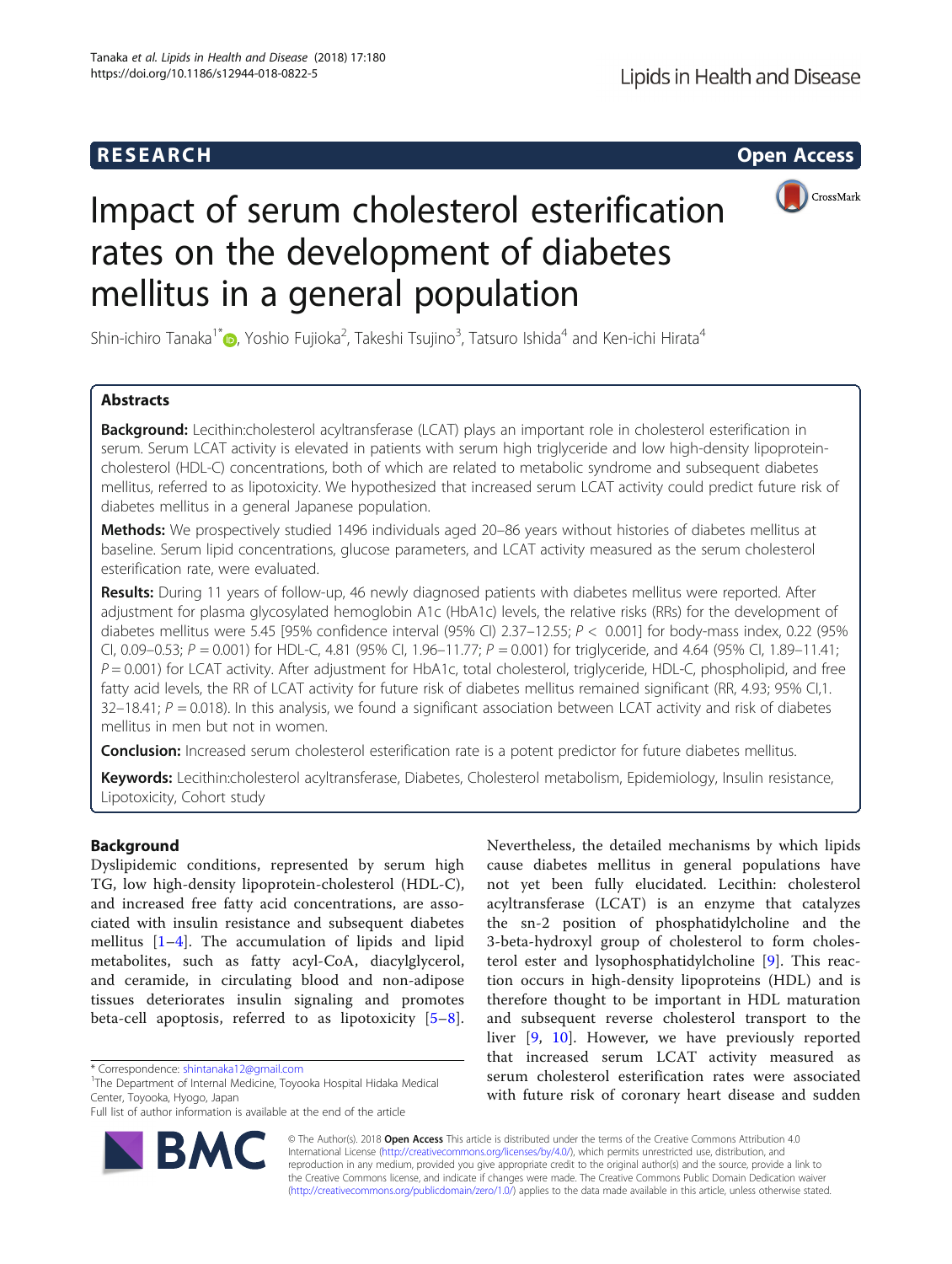RESEARCH | Open Access

# Impact of serum cholesterol esterification rates on the development of diabetes mellitus in a general population

Shin-ichiro Tanaka[1*], Yoshio Fujioka[2], Takeshi Tsujino[3], Tatsuro Ishida[4] and Ken-ichi Hirata[4]

## Abstracts

**Background:** Lecithin:cholesterol acyltransferase (LCAT) plays an important role in cholesterol esterification in serum. Serum LCAT activity is elevated in patients with serum high triglyceride and low high-density lipoprotein-cholesterol (HDL-C) concentrations, both of which are related to metabolic syndrome and subsequent diabetes mellitus, referred to as lipotoxicity. We hypothesized that increased serum LCAT activity could predict future risk of diabetes mellitus in a general Japanese population.

**Methods:** We prospectively studied 1496 individuals aged 20–86 years without histories of diabetes mellitus at baseline. Serum lipid concentrations, glucose parameters, and LCAT activity measured as the serum cholesterol esterification rate, were evaluated.

**Results:** During 11 years of follow-up, 46 newly diagnosed patients with diabetes mellitus were reported. After adjustment for plasma glycosylated hemoglobin A1c (HbA1c) levels, the relative risks (RRs) for the development of diabetes mellitus were 5.45 [95% confidence interval (95% CI) 2.37–12.55; $P < 0.001$] for body-mass index, 0.22 (95% CI, 0.09–0.53; $P = 0.001$) for HDL-C, 4.81 (95% CI, 1.96–11.77; $P = 0.001$) for triglyceride, and 4.64 (95% CI, 1.89–11.41; $P = 0.001$) for LCAT activity. After adjustment for HbA1c, total cholesterol, triglyceride, HDL-C, phospholipid, and free fatty acid levels, the RR of LCAT activity for future risk of diabetes mellitus remained significant (RR, 4.93; 95% CI,1. 32–18.41; $P = 0.018$). In this analysis, we found a significant association between LCAT activity and risk of diabetes mellitus in men but not in women.

**Conclusion:** Increased serum cholesterol esterification rate is a potent predictor for future diabetes mellitus.

**Keywords:** Lecithin:cholesterol acyltransferase, Diabetes, Cholesterol metabolism, Epidemiology, Insulin resistance, Lipotoxicity, Cohort study

## Background

Dyslipidemic conditions, represented by serum high TG, low high-density lipoprotein-cholesterol (HDL-C), and increased free fatty acid concentrations, are associated with insulin resistance and subsequent diabetes mellitus [1–4]. The accumulation of lipids and lipid metabolites, such as fatty acyl-CoA, diacylglycerol, and ceramide, in circulating blood and non-adipose tissues deteriorates insulin signaling and promotes beta-cell apoptosis, referred to as lipotoxicity [5–8]. Nevertheless, the detailed mechanisms by which lipids cause diabetes mellitus in general populations have not yet been fully elucidated. Lecithin: cholesterol acyltransferase (LCAT) is an enzyme that catalyzes the sn-2 position of phosphatidylcholine and the 3-beta-hydroxyl group of cholesterol to form cholesterol ester and lysophosphatidylcholine [9]. This reaction occurs in high-density lipoproteins (HDL) and is therefore thought to be important in HDL maturation and subsequent reverse cholesterol transport to the liver [9, 10]. However, we have previously reported that increased serum LCAT activity measured as serum cholesterol esterification rates were associated with future risk of coronary heart disease and sudden

* Correspondence: shintanaka12@gmail.com
[1]The Department of Internal Medicine, Toyooka Hospital Hidaka Medical Center, Toyooka, Hyogo, Japan
Full list of author information is available at the end of the article

© The Author(s). 2018 **Open Access** This article is distributed under the terms of the Creative Commons Attribution 4.0 International License (http://creativecommons.org/licenses/by/4.0/), which permits unrestricted use, distribution, and reproduction in any medium, provided you give appropriate credit to the original author(s) and the source, provide a link to the Creative Commons license, and indicate if changes were made. The Creative Commons Public Domain Dedication waiver (http://creativecommons.org/publicdomain/zero/1.0/) applies to the data made available in this article, unless otherwise stated.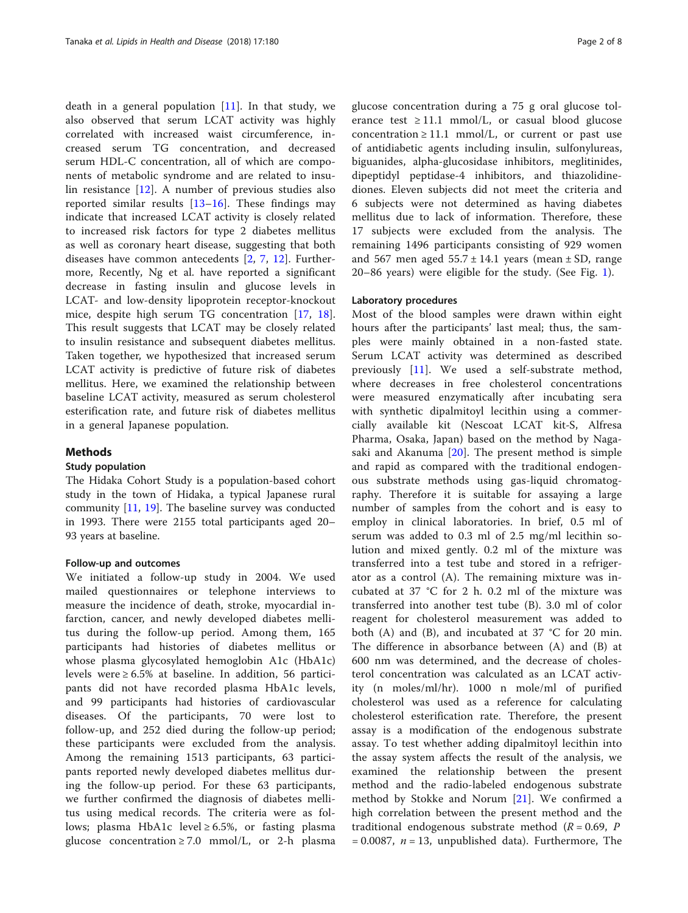death in a general population [11]. In that study, we also observed that serum LCAT activity was highly correlated with increased waist circumference, increased serum TG concentration, and decreased serum HDL-C concentration, all of which are components of metabolic syndrome and are related to insulin resistance [12]. A number of previous studies also reported similar results [13–16]. These findings may indicate that increased LCAT activity is closely related to increased risk factors for type 2 diabetes mellitus as well as coronary heart disease, suggesting that both diseases have common antecedents [2, 7, 12]. Furthermore, Recently, Ng et al. have reported a significant decrease in fasting insulin and glucose levels in LCAT- and low-density lipoprotein receptor-knockout mice, despite high serum TG concentration [17, 18]. This result suggests that LCAT may be closely related to insulin resistance and subsequent diabetes mellitus. Taken together, we hypothesized that increased serum LCAT activity is predictive of future risk of diabetes mellitus. Here, we examined the relationship between baseline LCAT activity, measured as serum cholesterol esterification rate, and future risk of diabetes mellitus in a general Japanese population.

## Methods

### Study population

The Hidaka Cohort Study is a population-based cohort study in the town of Hidaka, a typical Japanese rural community [11, 19]. The baseline survey was conducted in 1993. There were 2155 total participants aged 20–93 years at baseline.

### Follow-up and outcomes

We initiated a follow-up study in 2004. We used mailed questionnaires or telephone interviews to measure the incidence of death, stroke, myocardial infarction, cancer, and newly developed diabetes mellitus during the follow-up period. Among them, 165 participants had histories of diabetes mellitus or whose plasma glycosylated hemoglobin A1c (HbA1c) levels were ≥ 6.5% at baseline. In addition, 56 participants did not have recorded plasma HbA1c levels, and 99 participants had histories of cardiovascular diseases. Of the participants, 70 were lost to follow-up, and 252 died during the follow-up period; these participants were excluded from the analysis. Among the remaining 1513 participants, 63 participants reported newly developed diabetes mellitus during the follow-up period. For these 63 participants, we further confirmed the diagnosis of diabetes mellitus using medical records. The criteria were as follows; plasma HbA1c level ≥ 6.5%, or fasting plasma glucose concentration ≥ 7.0 mmol/L, or 2-h plasma glucose concentration during a 75 g oral glucose tolerance test ≥ 11.1 mmol/L, or casual blood glucose concentration ≥ 11.1 mmol/L, or current or past use of antidiabetic agents including insulin, sulfonylureas, biguanides, alpha-glucosidase inhibitors, meglitinides, dipeptidyl peptidase-4 inhibitors, and thiazolidinediones. Eleven subjects did not meet the criteria and 6 subjects were not determined as having diabetes mellitus due to lack of information. Therefore, these 17 subjects were excluded from the analysis. The remaining 1496 participants consisting of 929 women and 567 men aged 55.7 ± 14.1 years (mean ± SD, range 20–86 years) were eligible for the study. (See Fig. 1).

### Laboratory procedures

Most of the blood samples were drawn within eight hours after the participants' last meal; thus, the samples were mainly obtained in a non-fasted state. Serum LCAT activity was determined as described previously [11]. We used a self-substrate method, where decreases in free cholesterol concentrations were measured enzymatically after incubating sera with synthetic dipalmitoyl lecithin using a commercially available kit (Nescoat LCAT kit-S, Alfresa Pharma, Osaka, Japan) based on the method by Nagasaki and Akanuma [20]. The present method is simple and rapid as compared with the traditional endogenous substrate methods using gas-liquid chromatography. Therefore it is suitable for assaying a large number of samples from the cohort and is easy to employ in clinical laboratories. In brief, 0.5 ml of serum was added to 0.3 ml of 2.5 mg/ml lecithin solution and mixed gently. 0.2 ml of the mixture was transferred into a test tube and stored in a refrigerator as a control (A). The remaining mixture was incubated at 37 °C for 2 h. 0.2 ml of the mixture was transferred into another test tube (B). 3.0 ml of color reagent for cholesterol measurement was added to both (A) and (B), and incubated at 37 °C for 20 min. The difference in absorbance between (A) and (B) at 600 nm was determined, and the decrease of cholesterol concentration was calculated as an LCAT activity (n moles/ml/hr). 1000 n mole/ml of purified cholesterol was used as a reference for calculating cholesterol esterification rate. Therefore, the present assay is a modification of the endogenous substrate assay. To test whether adding dipalmitoyl lecithin into the assay system affects the result of the analysis, we examined the relationship between the present method and the radio-labeled endogenous substrate method by Stokke and Norum [21]. We confirmed a high correlation between the present method and the traditional endogenous substrate method ($R = 0.69$, $P = 0.0087$, $n = 13$, unpublished data). Furthermore, The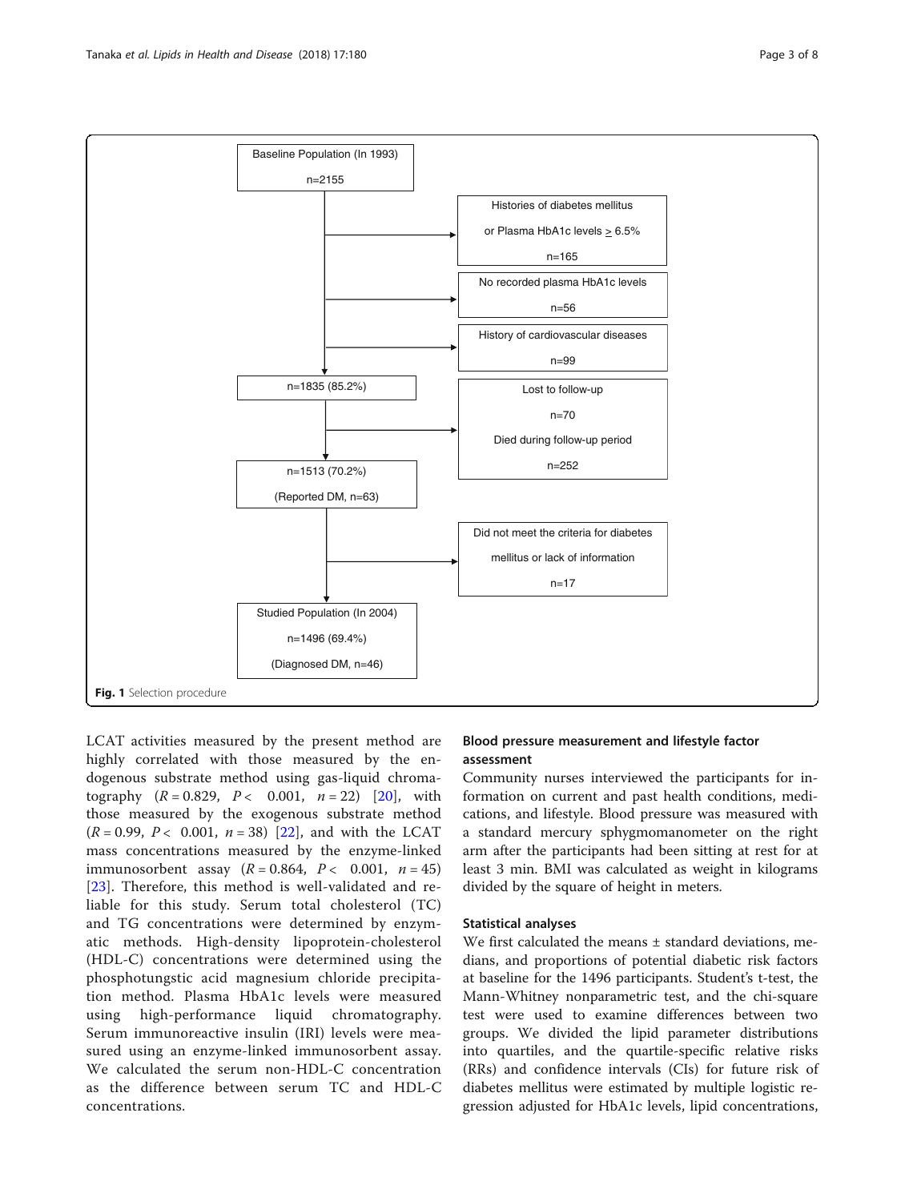Baseline Population (In 1993)

n=2155

Histories of diabetes mellitus

or Plasma HbA1c levels ≥ 6.5%

n=165

No recorded plasma HbA1c levels

n=56

History of cardiovascular diseases

n=99

n=1835 (85.2%)

Lost to follow-up

n=70

Died during follow-up period

n=252

n=1513 (70.2%)

(Reported DM, n=63)

Did not meet the criteria for diabetes

mellitus or lack of information

n=17

Studied Population (In 2004)

n=1496 (69.4%)

(Diagnosed DM, n=46)

**Fig. 1** Selection procedure

LCAT activities measured by the present method are highly correlated with those measured by the endogenous substrate method using gas-liquid chromatography ($R = 0.829$, $P < 0.001$, $n = 22$) [20], with those measured by the exogenous substrate method ($R = 0.99$, $P < 0.001$, $n = 38$) [22], and with the LCAT mass concentrations measured by the enzyme-linked immunosorbent assay ($R = 0.864$, $P < 0.001$, $n = 45$) [23]. Therefore, this method is well-validated and reliable for this study. Serum total cholesterol (TC) and TG concentrations were determined by enzymatic methods. High-density lipoprotein-cholesterol (HDL-C) concentrations were determined using the phosphotungstic acid magnesium chloride precipitation method. Plasma HbA1c levels were measured using high-performance liquid chromatography. Serum immunoreactive insulin (IRI) levels were measured using an enzyme-linked immunosorbent assay. We calculated the serum non-HDL-C concentration as the difference between serum TC and HDL-C concentrations.

### Blood pressure measurement and lifestyle factor assessment

Community nurses interviewed the participants for information on current and past health conditions, medications, and lifestyle. Blood pressure was measured with a standard mercury sphygmomanometer on the right arm after the participants had been sitting at rest for at least 3 min. BMI was calculated as weight in kilograms divided by the square of height in meters.

### Statistical analyses

We first calculated the means ± standard deviations, medians, and proportions of potential diabetic risk factors at baseline for the 1496 participants. Student's t-test, the Mann-Whitney nonparametric test, and the chi-square test were used to examine differences between two groups. We divided the lipid parameter distributions into quartiles, and the quartile-specific relative risks (RRs) and confidence intervals (CIs) for future risk of diabetes mellitus were estimated by multiple logistic regression adjusted for HbA1c levels, lipid concentrations,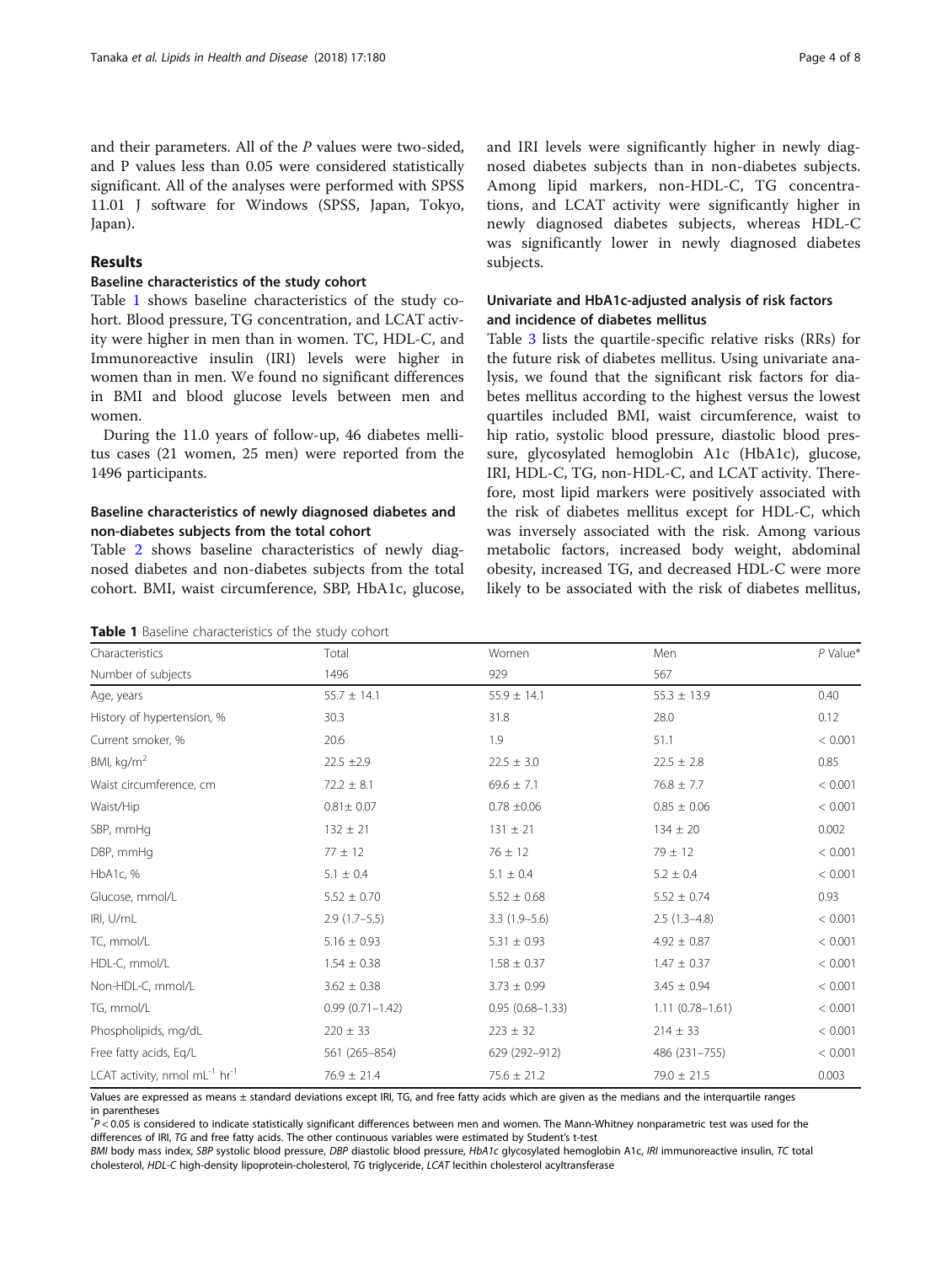and their parameters. All of the *P* values were two-sided, and P values less than 0.05 were considered statistically significant. All of the analyses were performed with SPSS 11.01 J software for Windows (SPSS, Japan, Tokyo, Japan).

## Results

### Baseline characteristics of the study cohort

Table 1 shows baseline characteristics of the study cohort. Blood pressure, TG concentration, and LCAT activity were higher in men than in women. TC, HDL-C, and Immunoreactive insulin (IRI) levels were higher in women than in men. We found no significant differences in BMI and blood glucose levels between men and women.

During the 11.0 years of follow-up, 46 diabetes mellitus cases (21 women, 25 men) were reported from the 1496 participants.

### Baseline characteristics of newly diagnosed diabetes and non-diabetes subjects from the total cohort

Table 2 shows baseline characteristics of newly diagnosed diabetes and non-diabetes subjects from the total cohort. BMI, waist circumference, SBP, HbA1c, glucose, and IRI levels were significantly higher in newly diagnosed diabetes subjects than in non-diabetes subjects. Among lipid markers, non-HDL-C, TG concentrations, and LCAT activity were significantly higher in newly diagnosed diabetes subjects, whereas HDL-C was significantly lower in newly diagnosed diabetes subjects.

### Univariate and HbA1c-adjusted analysis of risk factors and incidence of diabetes mellitus

Table 3 lists the quartile-specific relative risks (RRs) for the future risk of diabetes mellitus. Using univariate analysis, we found that the significant risk factors for diabetes mellitus according to the highest versus the lowest quartiles included BMI, waist circumference, waist to hip ratio, systolic blood pressure, diastolic blood pressure, glycosylated hemoglobin A1c (HbA1c), glucose, IRI, HDL-C, TG, non-HDL-C, and LCAT activity. Therefore, most lipid markers were positively associated with the risk of diabetes mellitus except for HDL-C, which was inversely associated with the risk. Among various metabolic factors, increased body weight, abdominal obesity, increased TG, and decreased HDL-C were more likely to be associated with the risk of diabetes mellitus,

**Table 1** Baseline characteristics of the study cohort

| Characteristics | Total | Women | Men | *P* Value* |
|---|---|---|---|---|
| Number of subjects | 1496 | 929 | 567 | |
| Age, years | 55.7 ± 14.1 | 55.9 ± 14.1 | 55.3 ± 13.9 | 0.40 |
| History of hypertension, % | 30.3 | 31.8 | 28.0 | 0.12 |
| Current smoker, % | 20.6 | 1.9 | 51.1 | < 0.001 |
| BMI, kg/m$^2$ | 22.5 ±2.9 | 22.5 ± 3.0 | 22.5 ± 2.8 | 0.85 |
| Waist circumference, cm | 72.2 ± 8.1 | 69.6 ± 7.1 | 76.8 ± 7.7 | < 0.001 |
| Waist/Hip | 0.81± 0.07 | 0.78 ±0.06 | 0.85 ± 0.06 | < 0.001 |
| SBP, mmHg | 132 ± 21 | 131 ± 21 | 134 ± 20 | 0.002 |
| DBP, mmHg | 77 ± 12 | 76 ± 12 | 79 ± 12 | < 0.001 |
| HbA1c, % | 5.1 ± 0.4 | 5.1 ± 0.4 | 5.2 ± 0.4 | < 0.001 |
| Glucose, mmol/L | 5.52 ± 0.70 | 5.52 ± 0.68 | 5.52 ± 0.74 | 0.93 |
| IRI, U/mL | 2.9 (1.7–5.5) | 3.3 (1.9–5.6) | 2.5 (1.3–4.8) | < 0.001 |
| TC, mmol/L | 5.16 ± 0.93 | 5.31 ± 0.93 | 4.92 ± 0.87 | < 0.001 |
| HDL-C, mmol/L | 1.54 ± 0.38 | 1.58 ± 0.37 | 1.47 ± 0.37 | < 0.001 |
| Non-HDL-C, mmol/L | 3.62 ± 0.38 | 3.73 ± 0.99 | 3.45 ± 0.94 | < 0.001 |
| TG, mmol/L | 0.99 (0.71–1.42) | 0.95 (0.68–1.33) | 1.11 (0.78–1.61) | < 0.001 |
| Phospholipids, mg/dL | 220 ± 33 | 223 ± 32 | 214 ± 33 | < 0.001 |
| Free fatty acids, Eq/L | 561 (265–854) | 629 (292–912) | 486 (231–755) | < 0.001 |
| LCAT activity, nmol mL$^{-1}$ hr$^{-1}$ | 76.9 ± 21.4 | 75.6 ± 21.2 | 79.0 ± 21.5 | 0.003 |

Values are expressed as means ± standard deviations except IRI, TG, and free fatty acids which are given as the medians and the interquartile ranges in parentheses

*$P < 0.05$ is considered to indicate statistically significant differences between men and women. The Mann-Whitney nonparametric test was used for the differences of IRI, *TG* and free fatty acids. The other continuous variables were estimated by Student's t-test

*BMI* body mass index, *SBP* systolic blood pressure, *DBP* diastolic blood pressure, *HbA1c* glycosylated hemoglobin A1c, *IRI* immunoreactive insulin, *TC* total cholesterol, *HDL-C* high-density lipoprotein-cholesterol, *TG* triglyceride, *LCAT* lecithin cholesterol acyltransferase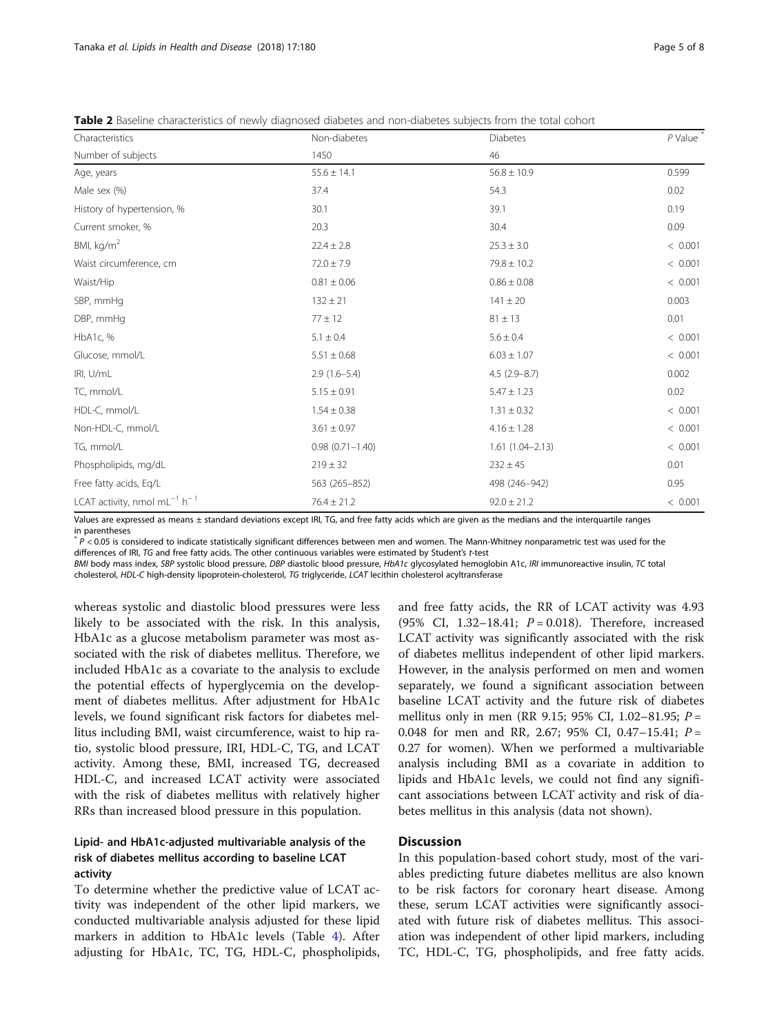**Table 2** Baseline characteristics of newly diagnosed diabetes and non-diabetes subjects from the total cohort

| Characteristics | Non-diabetes | Diabetes | *P* Value [*] |
|---|---|---|---|
| Number of subjects | 1450 | 46 | |
| Age, years | 55.6 ± 14.1 | 56.8 ± 10.9 | 0.599 |
| Male sex (%) | 37.4 | 54.3 | 0.02 |
| History of hypertension, % | 30.1 | 39.1 | 0.19 |
| Current smoker, % | 20.3 | 30.4 | 0.09 |
| BMI, kg/m$^2$ | 22.4 ± 2.8 | 25.3 ± 3.0 | < 0.001 |
| Waist circumference, cm | 72.0 ± 7.9 | 79.8 ± 10.2 | < 0.001 |
| Waist/Hip | 0.81 ± 0.06 | 0.86 ± 0.08 | < 0.001 |
| SBP, mmHg | 132 ± 21 | 141 ± 20 | 0.003 |
| DBP, mmHg | 77 ± 12 | 81 ± 13 | 0.01 |
| HbA1c, % | 5.1 ± 0.4 | 5.6 ± 0.4 | < 0.001 |
| Glucose, mmol/L | 5.51 ± 0.68 | 6.03 ± 1.07 | < 0.001 |
| IRI, U/mL | 2.9 (1.6–5.4) | 4.5 (2.9–8.7) | 0.002 |
| TC, mmol/L | 5.15 ± 0.91 | 5.47 ± 1.23 | 0.02 |
| HDL-C, mmol/L | 1.54 ± 0.38 | 1.31 ± 0.32 | < 0.001 |
| Non-HDL-C, mmol/L | 3.61 ± 0.97 | 4.16 ± 1.28 | < 0.001 |
| TG, mmol/L | 0.98 (0.71–1.40) | 1.61 (1.04–2.13) | < 0.001 |
| Phospholipids, mg/dL | 219 ± 32 | 232 ± 45 | 0.01 |
| Free fatty acids, Eq/L | 563 (265–852) | 498 (246–942) | 0.95 |
| LCAT activity, nmol mL$^{-1}$ h$^{-1}$ | 76.4 ± 21.2 | 92.0 ± 21.2 | < 0.001 |

Values are expressed as means ± standard deviations except IRI, TG, and free fatty acids which are given as the medians and the interquartile ranges in parentheses

[*] $P < 0.05$ is considered to indicate statistically significant differences between men and women. The Mann-Whitney nonparametric test was used for the differences of IRI, TG and free fatty acids. The other continuous variables were estimated by Student's *t*-test

*BMI* body mass index, *SBP* systolic blood pressure, *DBP* diastolic blood pressure, *HbA1c* glycosylated hemoglobin A1c, *IRI* immunoreactive insulin, *TC* total cholesterol, *HDL-C* high-density lipoprotein-cholesterol, *TG* triglyceride, *LCAT* lecithin cholesterol acyltransferase

whereas systolic and diastolic blood pressures were less likely to be associated with the risk. In this analysis, HbA1c as a glucose metabolism parameter was most associated with the risk of diabetes mellitus. Therefore, we included HbA1c as a covariate to the analysis to exclude the potential effects of hyperglycemia on the development of diabetes mellitus. After adjustment for HbA1c levels, we found significant risk factors for diabetes mellitus including BMI, waist circumference, waist to hip ratio, systolic blood pressure, IRI, HDL-C, TG, and LCAT activity. Among these, BMI, increased TG, decreased HDL-C, and increased LCAT activity were associated with the risk of diabetes mellitus with relatively higher RRs than increased blood pressure in this population.

### Lipid- and HbA1c-adjusted multivariable analysis of the risk of diabetes mellitus according to baseline LCAT activity

To determine whether the predictive value of LCAT activity was independent of the other lipid markers, we conducted multivariable analysis adjusted for these lipid markers in addition to HbA1c levels (Table 4). After adjusting for HbA1c, TC, TG, HDL-C, phospholipids, and free fatty acids, the RR of LCAT activity was 4.93 (95% CI, 1.32–18.41; $P = 0.018$). Therefore, increased LCAT activity was significantly associated with the risk of diabetes mellitus independent of other lipid markers. However, in the analysis performed on men and women separately, we found a significant association between baseline LCAT activity and the future risk of diabetes mellitus only in men (RR 9.15; 95% CI, 1.02–81.95; $P = 0.048$ for men and RR, 2.67; 95% CI, 0.47–15.41; $P = 0.27$ for women). When we performed a multivariable analysis including BMI as a covariate in addition to lipids and HbA1c levels, we could not find any significant associations between LCAT activity and risk of diabetes mellitus in this analysis (data not shown).

## Discussion

In this population-based cohort study, most of the variables predicting future diabetes mellitus are also known to be risk factors for coronary heart disease. Among these, serum LCAT activities were significantly associated with future risk of diabetes mellitus. This association was independent of other lipid markers, including TC, HDL-C, TG, phospholipids, and free fatty acids.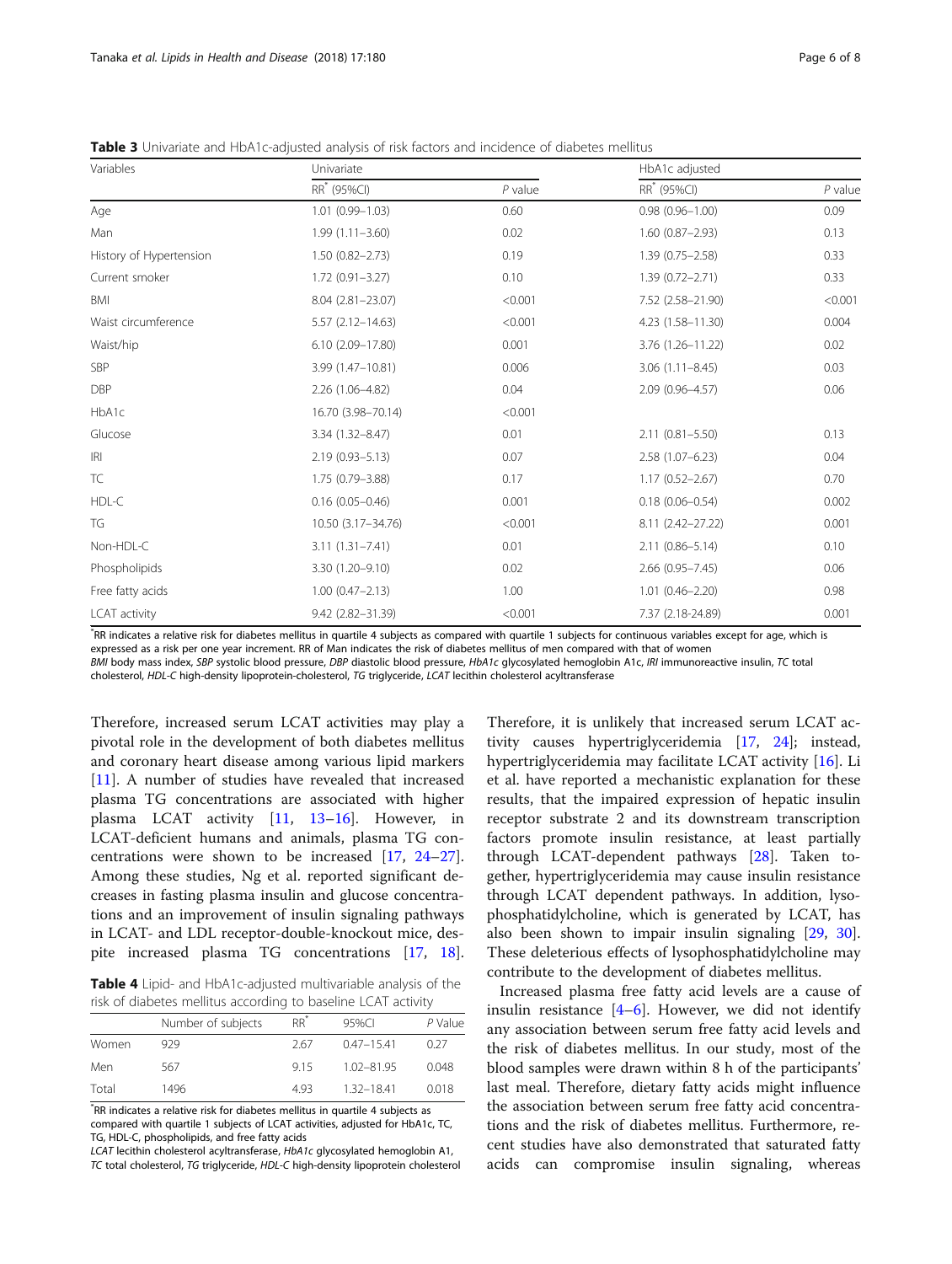**Table 3** Univariate and HbA1c-adjusted analysis of risk factors and incidence of diabetes mellitus

| Variables | Univariate | | HbA1c adjusted | |
|---|---|---|---|---|
| | RR* (95%CI) | *P* value | RR* (95%CI) | *P* value |
| Age | 1.01 (0.99–1.03) | 0.60 | 0.98 (0.96–1.00) | 0.09 |
| Man | 1.99 (1.11–3.60) | 0.02 | 1.60 (0.87–2.93) | 0.13 |
| History of Hypertension | 1.50 (0.82–2.73) | 0.19 | 1.39 (0.75–2.58) | 0.33 |
| Current smoker | 1.72 (0.91–3.27) | 0.10 | 1.39 (0.72–2.71) | 0.33 |
| BMI | 8.04 (2.81–23.07) | <0.001 | 7.52 (2.58–21.90) | <0.001 |
| Waist circumference | 5.57 (2.12–14.63) | <0.001 | 4.23 (1.58–11.30) | 0.004 |
| Waist/hip | 6.10 (2.09–17.80) | 0.001 | 3.76 (1.26–11.22) | 0.02 |
| SBP | 3.99 (1.47–10.81) | 0.006 | 3.06 (1.11–8.45) | 0.03 |
| DBP | 2.26 (1.06–4.82) | 0.04 | 2.09 (0.96–4.57) | 0.06 |
| HbA1c | 16.70 (3.98–70.14) | <0.001 | | |
| Glucose | 3.34 (1.32–8.47) | 0.01 | 2.11 (0.81–5.50) | 0.13 |
| IRI | 2.19 (0.93–5.13) | 0.07 | 2.58 (1.07–6.23) | 0.04 |
| TC | 1.75 (0.79–3.88) | 0.17 | 1.17 (0.52–2.67) | 0.70 |
| HDL-C | 0.16 (0.05–0.46) | 0.001 | 0.18 (0.06–0.54) | 0.002 |
| TG | 10.50 (3.17–34.76) | <0.001 | 8.11 (2.42–27.22) | 0.001 |
| Non-HDL-C | 3.11 (1.31–7.41) | 0.01 | 2.11 (0.86–5.14) | 0.10 |
| Phospholipids | 3.30 (1.20–9.10) | 0.02 | 2.66 (0.95–7.45) | 0.06 |
| Free fatty acids | 1.00 (0.47–2.13) | 1.00 | 1.01 (0.46–2.20) | 0.98 |
| LCAT activity | 9.42 (2.82–31.39) | <0.001 | 7.37 (2.18-24.89) | 0.001 |

*RR indicates a relative risk for diabetes mellitus in quartile 4 subjects as compared with quartile 1 subjects for continuous variables except for age, which is expressed as a risk per one year increment. RR of Man indicates the risk of diabetes mellitus of men compared with that of women

*BMI* body mass index, *SBP* systolic blood pressure, *DBP* diastolic blood pressure, *HbA1c* glycosylated hemoglobin A1c, *IRI* immunoreactive insulin, *TC* total cholesterol, *HDL-C* high-density lipoprotein-cholesterol, *TG* triglyceride, *LCAT* lecithin cholesterol acyltransferase

Therefore, increased serum LCAT activities may play a pivotal role in the development of both diabetes mellitus and coronary heart disease among various lipid markers [11]. A number of studies have revealed that increased plasma TG concentrations are associated with higher plasma LCAT activity [11, 13–16]. However, in LCAT-deficient humans and animals, plasma TG concentrations were shown to be increased [17, 24–27]. Among these studies, Ng et al. reported significant decreases in fasting plasma insulin and glucose concentrations and an improvement of insulin signaling pathways in LCAT- and LDL receptor-double-knockout mice, despite increased plasma TG concentrations [17, 18]. Therefore, it is unlikely that increased serum LCAT activity causes hypertriglyceridemia [17, 24]; instead, hypertriglyceridemia may facilitate LCAT activity [16]. Li et al. have reported a mechanistic explanation for these results, that the impaired expression of hepatic insulin receptor substrate 2 and its downstream transcription factors promote insulin resistance, at least partially through LCAT-dependent pathways [28]. Taken together, hypertriglyceridemia may cause insulin resistance through LCAT dependent pathways. In addition, lysophosphatidylcholine, which is generated by LCAT, has also been shown to impair insulin signaling [29, 30]. These deleterious effects of lysophosphatidylcholine may contribute to the development of diabetes mellitus.

**Table 4** Lipid- and HbA1c-adjusted multivariable analysis of the risk of diabetes mellitus according to baseline LCAT activity

| | Number of subjects | RR* | 95%CI | *P* Value |
|---|---|---|---|---|
| Women | 929 | 2.67 | 0.47–15.41 | 0.27 |
| Men | 567 | 9.15 | 1.02–81.95 | 0.048 |
| Total | 1496 | 4.93 | 1.32–18.41 | 0.018 |

*RR indicates a relative risk for diabetes mellitus in quartile 4 subjects as compared with quartile 1 subjects of LCAT activities, adjusted for HbA1c, TC, TG, HDL-C, phospholipids, and free fatty acids

*LCAT* lecithin cholesterol acyltransferase, *HbA1c* glycosylated hemoglobin A1, *TC* total cholesterol, *TG* triglyceride, *HDL-C* high-density lipoprotein cholesterol

Increased plasma free fatty acid levels are a cause of insulin resistance [4–6]. However, we did not identify any association between serum free fatty acid levels and the risk of diabetes mellitus. In our study, most of the blood samples were drawn within 8 h of the participants' last meal. Therefore, dietary fatty acids might influence the association between serum free fatty acid concentrations and the risk of diabetes mellitus. Furthermore, recent studies have also demonstrated that saturated fatty acids can compromise insulin signaling, whereas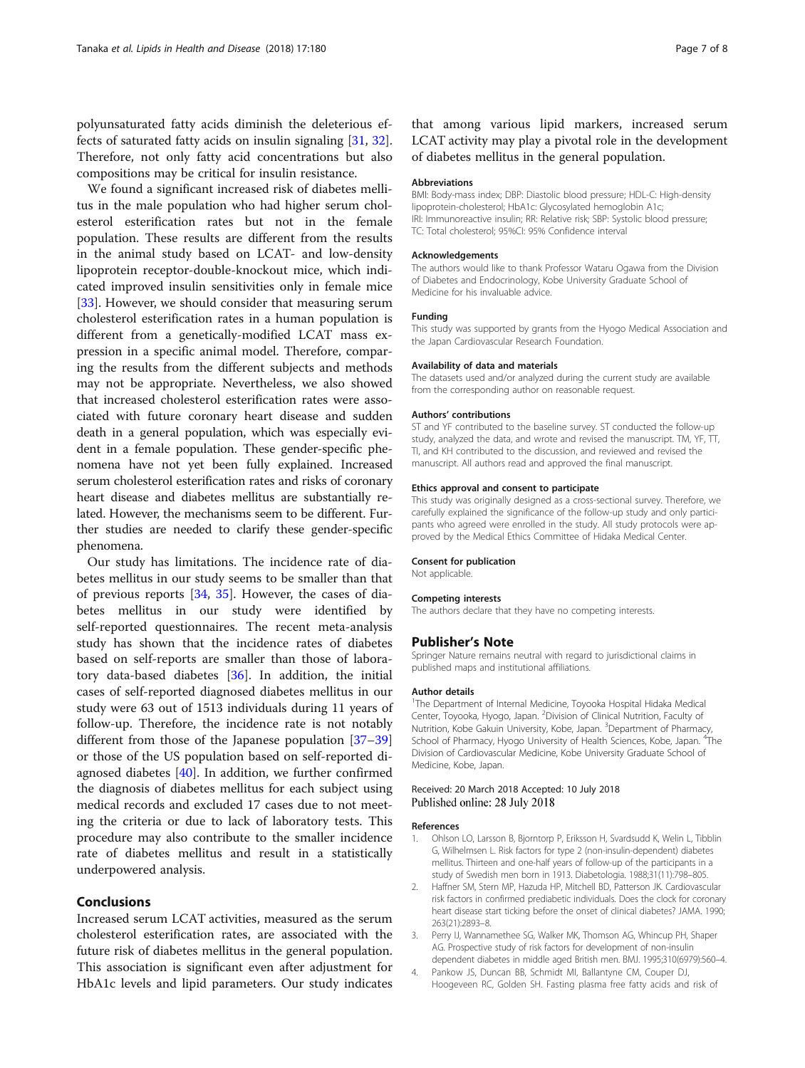polyunsaturated fatty acids diminish the deleterious effects of saturated fatty acids on insulin signaling [31, 32]. Therefore, not only fatty acid concentrations but also compositions may be critical for insulin resistance.

We found a significant increased risk of diabetes mellitus in the male population who had higher serum cholesterol esterification rates but not in the female population. These results are different from the results in the animal study based on LCAT- and low-density lipoprotein receptor-double-knockout mice, which indicated improved insulin sensitivities only in female mice [33]. However, we should consider that measuring serum cholesterol esterification rates in a human population is different from a genetically-modified LCAT mass expression in a specific animal model. Therefore, comparing the results from the different subjects and methods may not be appropriate. Nevertheless, we also showed that increased cholesterol esterification rates were associated with future coronary heart disease and sudden death in a general population, which was especially evident in a female population. These gender-specific phenomena have not yet been fully explained. Increased serum cholesterol esterification rates and risks of coronary heart disease and diabetes mellitus are substantially related. However, the mechanisms seem to be different. Further studies are needed to clarify these gender-specific phenomena.

Our study has limitations. The incidence rate of diabetes mellitus in our study seems to be smaller than that of previous reports [34, 35]. However, the cases of diabetes mellitus in our study were identified by self-reported questionnaires. The recent meta-analysis study has shown that the incidence rates of diabetes based on self-reports are smaller than those of laboratory data-based diabetes [36]. In addition, the initial cases of self-reported diagnosed diabetes mellitus in our study were 63 out of 1513 individuals during 11 years of follow-up. Therefore, the incidence rate is not notably different from those of the Japanese population [37–39] or those of the US population based on self-reported diagnosed diabetes [40]. In addition, we further confirmed the diagnosis of diabetes mellitus for each subject using medical records and excluded 17 cases due to not meeting the criteria or due to lack of laboratory tests. This procedure may also contribute to the smaller incidence rate of diabetes mellitus and result in a statistically underpowered analysis.

## Conclusions

Increased serum LCAT activities, measured as the serum cholesterol esterification rates, are associated with the future risk of diabetes mellitus in the general population. This association is significant even after adjustment for HbA1c levels and lipid parameters. Our study indicates that among various lipid markers, increased serum LCAT activity may play a pivotal role in the development of diabetes mellitus in the general population.

#### Abbreviations

BMI: Body-mass index; DBP: Diastolic blood pressure; HDL-C: High-density lipoprotein-cholesterol; HbA1c: Glycosylated hemoglobin A1c; IRI: Immunoreactive insulin; RR: Relative risk; SBP: Systolic blood pressure; TC: Total cholesterol; 95%CI: 95% Confidence interval

#### Acknowledgements

The authors would like to thank Professor Wataru Ogawa from the Division of Diabetes and Endocrinology, Kobe University Graduate School of Medicine for his invaluable advice.

#### Funding

This study was supported by grants from the Hyogo Medical Association and the Japan Cardiovascular Research Foundation.

#### Availability of data and materials

The datasets used and/or analyzed during the current study are available from the corresponding author on reasonable request.

#### Authors' contributions

ST and YF contributed to the baseline survey. ST conducted the follow-up study, analyzed the data, and wrote and revised the manuscript. TM, YF, TT, TI, and KH contributed to the discussion, and reviewed and revised the manuscript. All authors read and approved the final manuscript.

#### Ethics approval and consent to participate

This study was originally designed as a cross-sectional survey. Therefore, we carefully explained the significance of the follow-up study and only participants who agreed were enrolled in the study. All study protocols were approved by the Medical Ethics Committee of Hidaka Medical Center.

#### Consent for publication

Not applicable.

#### Competing interests

The authors declare that they have no competing interests.

## Publisher's Note

Springer Nature remains neutral with regard to jurisdictional claims in published maps and institutional affiliations.

#### Author details

[1]The Department of Internal Medicine, Toyooka Hospital Hidaka Medical Center, Toyooka, Hyogo, Japan. [2]Division of Clinical Nutrition, Faculty of Nutrition, Kobe Gakuin University, Kobe, Japan. [3]Department of Pharmacy, School of Pharmacy, Hyogo University of Health Sciences, Kobe, Japan. [4]The Division of Cardiovascular Medicine, Kobe University Graduate School of Medicine, Kobe, Japan.

Received: 20 March 2018 Accepted: 10 July 2018
Published online: 28 July 2018

#### References

1. Ohlson LO, Larsson B, Bjorntorp P, Eriksson H, Svardsudd K, Welin L, Tibblin G, Wilhelmsen L. Risk factors for type 2 (non-insulin-dependent) diabetes mellitus. Thirteen and one-half years of follow-up of the participants in a study of Swedish men born in 1913. Diabetologia. 1988;31(11):798–805.
2. Haffner SM, Stern MP, Hazuda HP, Mitchell BD, Patterson JK. Cardiovascular risk factors in confirmed prediabetic individuals. Does the clock for coronary heart disease start ticking before the onset of clinical diabetes? JAMA. 1990; 263(21):2893–8.
3. Perry IJ, Wannamethee SG, Walker MK, Thomson AG, Whincup PH, Shaper AG. Prospective study of risk factors for development of non-insulin dependent diabetes in middle aged British men. BMJ. 1995;310(6979):560–4.
4. Pankow JS, Duncan BB, Schmidt MI, Ballantyne CM, Couper DJ, Hoogeveen RC, Golden SH. Fasting plasma free fatty acids and risk of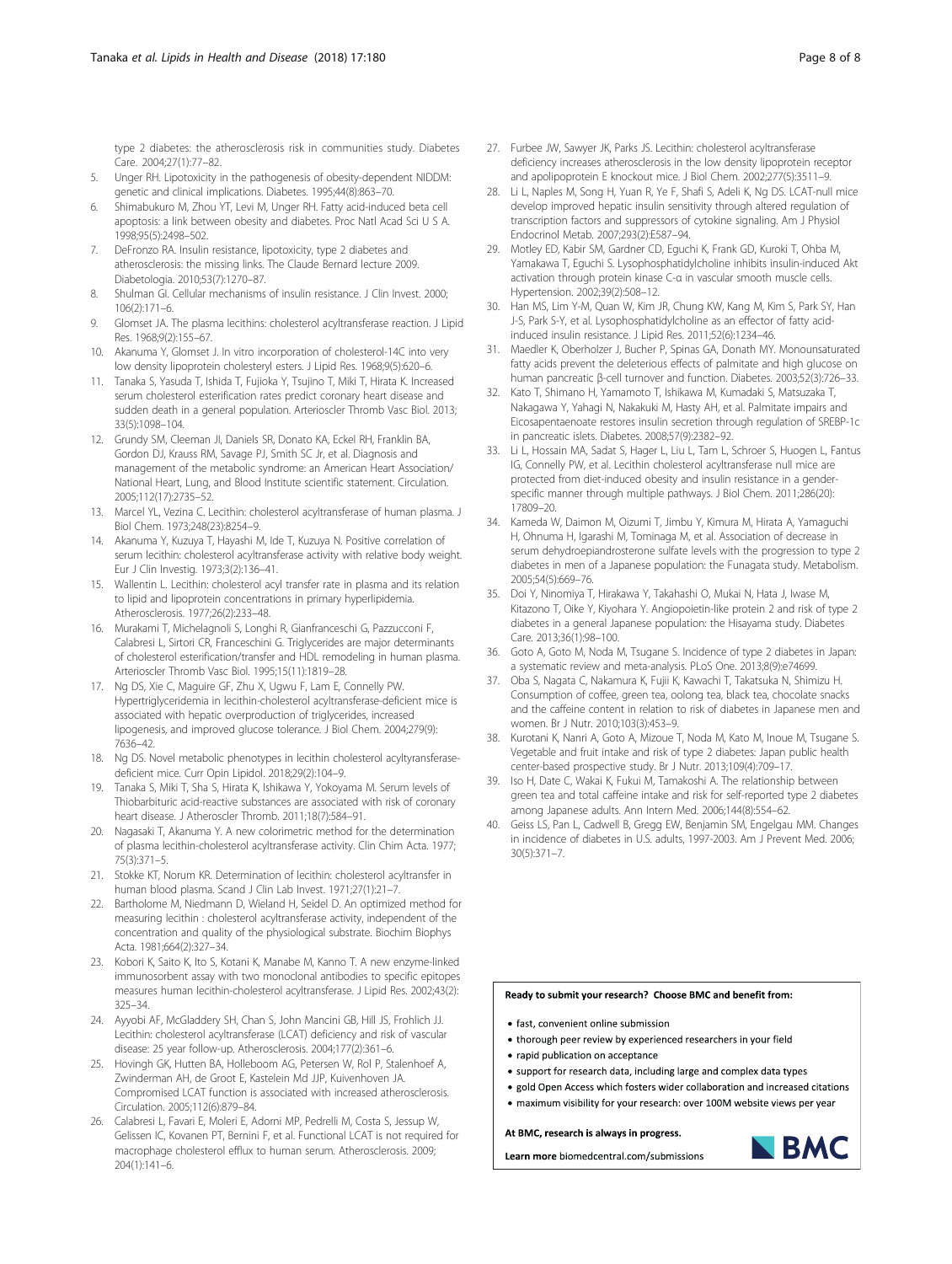type 2 diabetes: the atherosclerosis risk in communities study. Diabetes Care. 2004;27(1):77–82.

5. Unger RH. Lipotoxicity in the pathogenesis of obesity-dependent NIDDM: genetic and clinical implications. Diabetes. 1995;44(8):863–70.
6. Shimabukuro M, Zhou YT, Levi M, Unger RH. Fatty acid-induced beta cell apoptosis: a link between obesity and diabetes. Proc Natl Acad Sci U S A. 1998;95(5):2498–502.
7. DeFronzo RA. Insulin resistance, lipotoxicity, type 2 diabetes and atherosclerosis: the missing links. The Claude Bernard lecture 2009. Diabetologia. 2010;53(7):1270–87.
8. Shulman GI. Cellular mechanisms of insulin resistance. J Clin Invest. 2000; 106(2):171–6.
9. Glomset JA. The plasma lecithins: cholesterol acyltransferase reaction. J Lipid Res. 1968;9(2):155–67.
10. Akanuma Y, Glomset J. In vitro incorporation of cholesterol-14C into very low density lipoprotein cholesteryl esters. J Lipid Res. 1968;9(5):620–6.
11. Tanaka S, Yasuda T, Ishida T, Fujioka Y, Tsujino T, Miki T, Hirata K. Increased serum cholesterol esterification rates predict coronary heart disease and sudden death in a general population. Arterioscler Thromb Vasc Biol. 2013; 33(5):1098–104.
12. Grundy SM, Cleeman JI, Daniels SR, Donato KA, Eckel RH, Franklin BA, Gordon DJ, Krauss RM, Savage PJ, Smith SC Jr, et al. Diagnosis and management of the metabolic syndrome: an American Heart Association/ National Heart, Lung, and Blood Institute scientific statement. Circulation. 2005;112(17):2735–52.
13. Marcel YL, Vezina C. Lecithin: cholesterol acyltransferase of human plasma. J Biol Chem. 1973;248(23):8254–9.
14. Akanuma Y, Kuzuya T, Hayashi M, Ide T, Kuzuya N. Positive correlation of serum lecithin: cholesterol acyltransferase activity with relative body weight. Eur J Clin Investig. 1973;3(2):136–41.
15. Wallentin L. Lecithin: cholesterol acyl transfer rate in plasma and its relation to lipid and lipoprotein concentrations in primary hyperlipidemia. Atherosclerosis. 1977;26(2):233–48.
16. Murakami T, Michelagnoli S, Longhi R, Gianfranceschi G, Pazzucconi F, Calabresi L, Sirtori CR, Franceschini G. Triglycerides are major determinants of cholesterol esterification/transfer and HDL remodeling in human plasma. Arterioscler Thromb Vasc Biol. 1995;15(11):1819–28.
17. Ng DS, Xie C, Maguire GF, Zhu X, Ugwu F, Lam E, Connelly PW. Hypertriglyceridemia in lecithin-cholesterol acyltransferase-deficient mice is associated with hepatic overproduction of triglycerides, increased lipogenesis, and improved glucose tolerance. J Biol Chem. 2004;279(9): 7636–42.
18. Ng DS. Novel metabolic phenotypes in lecithin cholesterol acyltransferase-deficient mice. Curr Opin Lipidol. 2018;29(2):104–9.
19. Tanaka S, Miki T, Sha S, Hirata K, Ishikawa Y, Yokoyama M. Serum levels of Thiobarbituric acid-reactive substances are associated with risk of coronary heart disease. J Atheroscler Thromb. 2011;18(7):584–91.
20. Nagasaki T, Akanuma Y. A new colorimetric method for the determination of plasma lecithin-cholesterol acyltransferase activity. Clin Chim Acta. 1977; 75(3):371–5.
21. Stokke KT, Norum KR. Determination of lecithin: cholesterol acyltransfer in human blood plasma. Scand J Clin Lab Invest. 1971;27(1):21–7.
22. Bartholome M, Niedmann D, Wieland H, Seidel D. An optimized method for measuring lecithin : cholesterol acyltransferase activity, independent of the concentration and quality of the physiological substrate. Biochim Biophys Acta. 1981;664(2):327–34.
23. Kobori K, Saito K, Ito S, Kotani K, Manabe M, Kanno T. A new enzyme-linked immunosorbent assay with two monoclonal antibodies to specific epitopes measures human lecithin-cholesterol acyltransferase. J Lipid Res. 2002;43(2): 325–34.
24. Ayyobi AF, McGladdery SH, Chan S, John Mancini GB, Hill JS, Frohlich JJ. Lecithin: cholesterol acyltransferase (LCAT) deficiency and risk of vascular disease: 25 year follow-up. Atherosclerosis. 2004;177(2):361–6.
25. Hovingh GK, Hutten BA, Holleboom AG, Petersen W, Rol P, Stalenhoef A, Zwinderman AH, de Groot E, Kastelein Md JJP, Kuivenhoven JA. Compromised LCAT function is associated with increased atherosclerosis. Circulation. 2005;112(6):879–84.
26. Calabresi L, Favari E, Moleri E, Adorni MP, Pedrelli M, Costa S, Jessup W, Gelissen IC, Kovanen PT, Bernini F, et al. Functional LCAT is not required for macrophage cholesterol efflux to human serum. Atherosclerosis. 2009; 204(1):141–6.
27. Furbee JW, Sawyer JK, Parks JS. Lecithin: cholesterol acyltransferase deficiency increases atherosclerosis in the low density lipoprotein receptor and apolipoprotein E knockout mice. J Biol Chem. 2002;277(5):3511–9.
28. Li L, Naples M, Song H, Yuan R, Ye F, Shafi S, Adeli K, Ng DS. LCAT-null mice develop improved hepatic insulin sensitivity through altered regulation of transcription factors and suppressors of cytokine signaling. Am J Physiol Endocrinol Metab. 2007;293(2):E587–94.
29. Motley ED, Kabir SM, Gardner CD, Eguchi K, Frank GD, Kuroki T, Ohba M, Yamakawa T, Eguchi S. Lysophosphatidylcholine inhibits insulin-induced Akt activation through protein kinase C-α in vascular smooth muscle cells. Hypertension. 2002;39(2):508–12.
30. Han MS, Lim Y-M, Quan W, Kim JR, Chung KW, Kang M, Kim S, Park SY, Han J-S, Park S-Y, et al. Lysophosphatidylcholine as an effector of fatty acid-induced insulin resistance. J Lipid Res. 2011;52(6):1234–46.
31. Maedler K, Oberholzer J, Bucher P, Spinas GA, Donath MY. Monounsaturated fatty acids prevent the deleterious effects of palmitate and high glucose on human pancreatic β-cell turnover and function. Diabetes. 2003;52(3):726–33.
32. Kato T, Shimano H, Yamamoto T, Ishikawa M, Kumadaki S, Matsuzaka T, Nakagawa Y, Yahagi N, Nakakuki M, Hasty AH, et al. Palmitate impairs and Eicosapentaenoate restores insulin secretion through regulation of SREBP-1c in pancreatic islets. Diabetes. 2008;57(9):2382–92.
33. Li L, Hossain MA, Sadat S, Hager L, Liu L, Tam L, Schroer S, Huogen L, Fantus IG, Connelly PW, et al. Lecithin cholesterol acyltransferase null mice are protected from diet-induced obesity and insulin resistance in a gender-specific manner through multiple pathways. J Biol Chem. 2011;286(20): 17809–20.
34. Kameda W, Daimon M, Oizumi T, Jimbu Y, Kimura M, Hirata A, Yamaguchi H, Ohnuma H, Igarashi M, Tominaga M, et al. Association of decrease in serum dehydroepiandrosterone sulfate levels with the progression to type 2 diabetes in men of a Japanese population: the Funagata study. Metabolism. 2005;54(5):669–76.
35. Doi Y, Ninomiya T, Hirakawa Y, Takahashi O, Mukai N, Hata J, Iwase M, Kitazono T, Oike Y, Kiyohara Y. Angiopoietin-like protein 2 and risk of type 2 diabetes in a general Japanese population: the Hisayama study. Diabetes Care. 2013;36(1):98–100.
36. Goto A, Goto M, Noda M, Tsugane S. Incidence of type 2 diabetes in Japan: a systematic review and meta-analysis. PLoS One. 2013;8(9):e74699.
37. Oba S, Nagata C, Nakamura K, Fujii K, Kawachi T, Takatsuka N, Shimizu H. Consumption of coffee, green tea, oolong tea, black tea, chocolate snacks and the caffeine content in relation to risk of diabetes in Japanese men and women. Br J Nutr. 2010;103(3):453–9.
38. Kurotani K, Nanri A, Goto A, Mizoue T, Noda M, Kato M, Inoue M, Tsugane S. Vegetable and fruit intake and risk of type 2 diabetes: Japan public health center-based prospective study. Br J Nutr. 2013;109(4):709–17.
39. Iso H, Date C, Wakai K, Fukui M, Tamakoshi A. The relationship between green tea and total caffeine intake and risk for self-reported type 2 diabetes among Japanese adults. Ann Intern Med. 2006;144(8):554–62.
40. Geiss LS, Pan L, Cadwell B, Gregg EW, Benjamin SM, Engelgau MM. Changes in incidence of diabetes in U.S. adults, 1997-2003. Am J Prevent Med. 2006; 30(5):371–7.

**Ready to submit your research? Choose BMC and benefit from:**

- fast, convenient online submission
- thorough peer review by experienced researchers in your field
- rapid publication on acceptance
- support for research data, including large and complex data types
- gold Open Access which fosters wider collaboration and increased citations
- maximum visibility for your research: over 100M website views per year

**At BMC, research is always in progress.**

**Learn more** biomedcentral.com/submissions

BMC